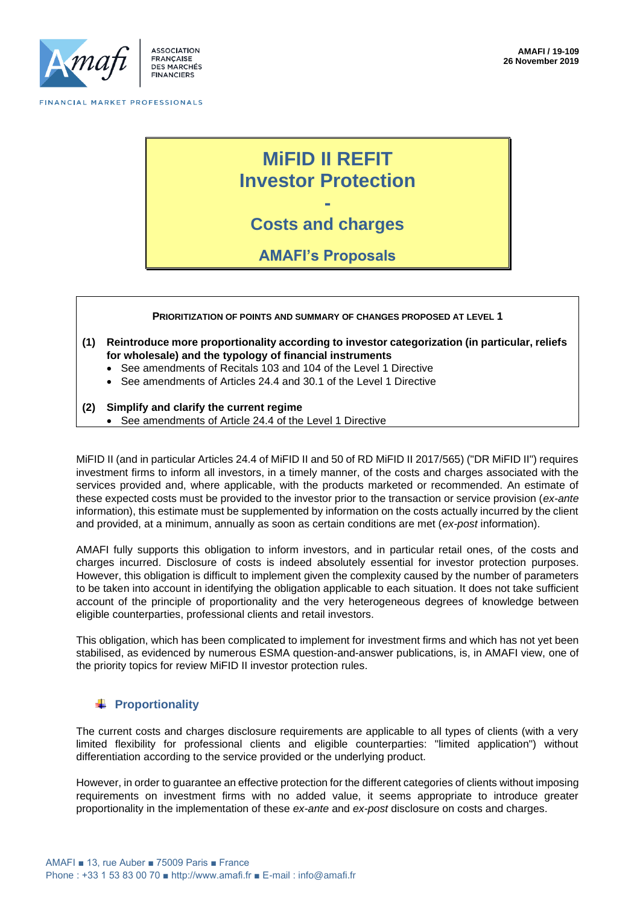AMAFI / 19-109
26 November 2019

# MiFID II REFIT
# Investor Protection
# -
# Costs and charges

## AMAFI's Proposals

**PRIORITIZATION OF POINTS AND SUMMARY OF CHANGES PROPOSED AT LEVEL 1**

**(1) Reintroduce more proportionality according to investor categorization (in particular, reliefs for wholesale) and the typology of financial instruments**

- See amendments of Recitals 103 and 104 of the Level 1 Directive
- See amendments of Articles 24.4 and 30.1 of the Level 1 Directive

**(2) Simplify and clarify the current regime**

- See amendments of Article 24.4 of the Level 1 Directive

MiFID II (and in particular Articles 24.4 of MiFID II and 50 of RD MiFID II 2017/565) ("DR MiFID II") requires investment firms to inform all investors, in a timely manner, of the costs and charges associated with the services provided and, where applicable, with the products marketed or recommended. An estimate of these expected costs must be provided to the investor prior to the transaction or service provision (*ex-ante* information), this estimate must be supplemented by information on the costs actually incurred by the client and provided, at a minimum, annually as soon as certain conditions are met (*ex-post* information).

AMAFI fully supports this obligation to inform investors, and in particular retail ones, of the costs and charges incurred. Disclosure of costs is indeed absolutely essential for investor protection purposes. However, this obligation is difficult to implement given the complexity caused by the number of parameters to be taken into account in identifying the obligation applicable to each situation. It does not take sufficient account of the principle of proportionality and the very heterogeneous degrees of knowledge between eligible counterparties, professional clients and retail investors.

This obligation, which has been complicated to implement for investment firms and which has not yet been stabilised, as evidenced by numerous ESMA question-and-answer publications, is, in AMAFI view, one of the priority topics for review MiFID II investor protection rules.

### Proportionality

The current costs and charges disclosure requirements are applicable to all types of clients (with a very limited flexibility for professional clients and eligible counterparties: "limited application") without differentiation according to the service provided or the underlying product.

However, in order to guarantee an effective protection for the different categories of clients without imposing requirements on investment firms with no added value, it seems appropriate to introduce greater proportionality in the implementation of these *ex-ante* and *ex-post* disclosure on costs and charges.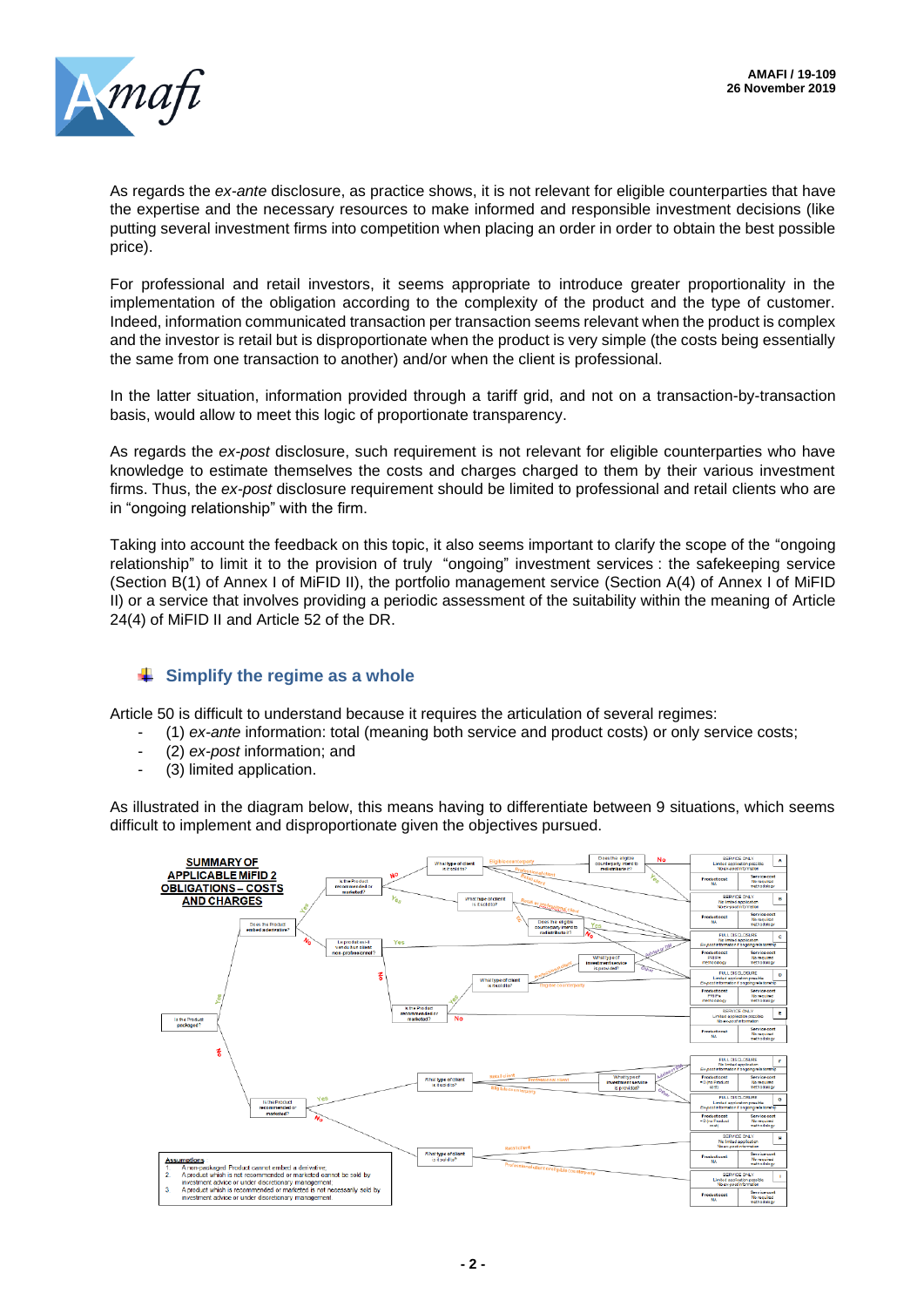As regards the *ex-ante* disclosure, as practice shows, it is not relevant for eligible counterparties that have the expertise and the necessary resources to make informed and responsible investment decisions (like putting several investment firms into competition when placing an order in order to obtain the best possible price).

For professional and retail investors, it seems appropriate to introduce greater proportionality in the implementation of the obligation according to the complexity of the product and the type of customer. Indeed, information communicated transaction per transaction seems relevant when the product is complex and the investor is retail but is disproportionate when the product is very simple (the costs being essentially the same from one transaction to another) and/or when the client is professional.

In the latter situation, information provided through a tariff grid, and not on a transaction-by-transaction basis, would allow to meet this logic of proportionate transparency.

As regards the *ex-post* disclosure, such requirement is not relevant for eligible counterparties who have knowledge to estimate themselves the costs and charges charged to them by their various investment firms. Thus, the *ex-post* disclosure requirement should be limited to professional and retail clients who are in "ongoing relationship" with the firm.

Taking into account the feedback on this topic, it also seems important to clarify the scope of the "ongoing relationship" to limit it to the provision of truly "ongoing" investment services : the safekeeping service (Section B(1) of Annex I of MiFID II), the portfolio management service (Section A(4) of Annex I of MiFID II) or a service that involves providing a periodic assessment of the suitability within the meaning of Article 24(4) of MiFID II and Article 52 of the DR.

## Simplify the regime as a whole

Article 50 is difficult to understand because it requires the articulation of several regimes:

- (1) *ex-ante* information: total (meaning both service and product costs) or only service costs;
- (2) *ex-post* information; and
- (3) limited application.

As illustrated in the diagram below, this means having to differentiate between 9 situations, which seems difficult to implement and disproportionate given the objectives pursued.

**SUMMARY OF APPLICABLE MIFID 2 OBLIGATIONS – COSTS AND CHARGES**

Assumptions

1. A non-packaged Product cannot embed a derivative;
2. A product which is not recommended or marketed cannot be sold by investment advice or under discretionary management.
3. A product which is recommended or marketed is not necessarily sold by investment advice or under discretionary management.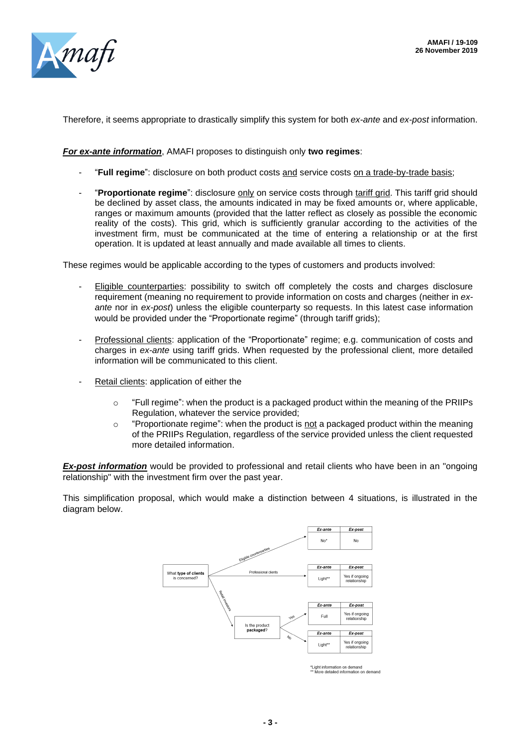Therefore, it seems appropriate to drastically simplify this system for both *ex-ante* and *ex-post* information.

***For ex-ante information***, AMAFI proposes to distinguish only **two regimes**:

- "**Full regime**": disclosure on both product costs and service costs on a trade-by-trade basis;
- "**Proportionate regime**": disclosure only on service costs through tariff grid. This tariff grid should be declined by asset class, the amounts indicated in may be fixed amounts or, where applicable, ranges or maximum amounts (provided that the latter reflect as closely as possible the economic reality of the costs). This grid, which is sufficiently granular according to the activities of the investment firm, must be communicated at the time of entering a relationship or at the first operation. It is updated at least annually and made available all times to clients.

These regimes would be applicable according to the types of customers and products involved:

- Eligible counterparties: possibility to switch off completely the costs and charges disclosure requirement (meaning no requirement to provide information on costs and charges (neither in *ex-ante* nor in *ex-post*) unless the eligible counterparty so requests. In this latest case information would be provided under the "Proportionate regime" (through tariff grids);
- Professional clients: application of the "Proportionate" regime; e.g. communication of costs and charges in *ex-ante* using tariff grids. When requested by the professional client, more detailed information will be communicated to this client.
- Retail clients: application of either the
  - "Full regime": when the product is a packaged product within the meaning of the PRIIPs Regulation, whatever the service provided;
  - "Proportionate regime": when the product is not a packaged product within the meaning of the PRIIPs Regulation, regardless of the service provided unless the client requested more detailed information.

***Ex-post information*** would be provided to professional and retail clients who have been in an "ongoing relationship" with the investment firm over the past year.

This simplification proposal, which would make a distinction between 4 situations, is illustrated in the diagram below.

What **type of clients** is concerned?

- Eligible counterparties:

| *Ex-ante* | *Ex-post* |
|---|---|
| No* | No |

- Professional clients:

| *Ex-ante* | *Ex-post* |
|---|---|
| Light** | Yes if ongoing relationship |

- Retail investors → Is the product **packaged**?
  - Yes:

| *Ex-ante* | *Ex-post* |
|---|---|
| Full | Yes if ongoing relationship |

  - No:

| *Ex-ante* | *Ex-post* |
|---|---|
| Light** | Yes if ongoing relationship |

*Light information on demand
** More detailed information on demand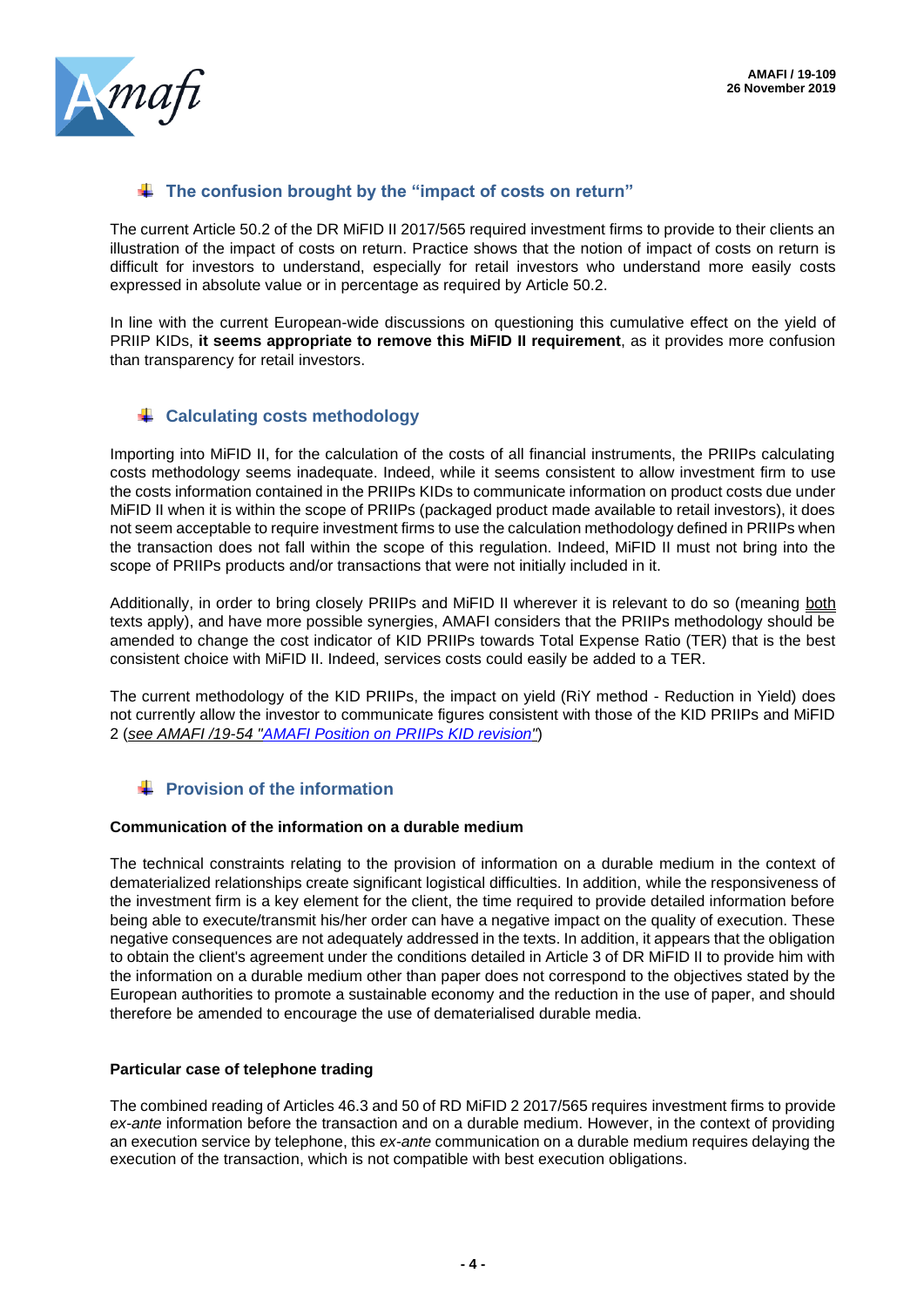## The confusion brought by the "impact of costs on return"

The current Article 50.2 of the DR MiFID II 2017/565 required investment firms to provide to their clients an illustration of the impact of costs on return. Practice shows that the notion of impact of costs on return is difficult for investors to understand, especially for retail investors who understand more easily costs expressed in absolute value or in percentage as required by Article 50.2.

In line with the current European-wide discussions on questioning this cumulative effect on the yield of PRIIP KIDs, **it seems appropriate to remove this MiFID II requirement**, as it provides more confusion than transparency for retail investors.

## Calculating costs methodology

Importing into MiFID II, for the calculation of the costs of all financial instruments, the PRIIPs calculating costs methodology seems inadequate. Indeed, while it seems consistent to allow investment firm to use the costs information contained in the PRIIPs KIDs to communicate information on product costs due under MiFID II when it is within the scope of PRIIPs (packaged product made available to retail investors), it does not seem acceptable to require investment firms to use the calculation methodology defined in PRIIPs when the transaction does not fall within the scope of this regulation. Indeed, MiFID II must not bring into the scope of PRIIPs products and/or transactions that were not initially included in it.

Additionally, in order to bring closely PRIIPs and MiFID II wherever it is relevant to do so (meaning both texts apply), and have more possible synergies, AMAFI considers that the PRIIPs methodology should be amended to change the cost indicator of KID PRIIPs towards Total Expense Ratio (TER) that is the best consistent choice with MiFID II. Indeed, services costs could easily be added to a TER.

The current methodology of the KID PRIIPs, the impact on yield (RiY method - Reduction in Yield) does not currently allow the investor to communicate figures consistent with those of the KID PRIIPs and MiFID 2 (*see AMAFI /19-54 "AMAFI Position on PRIIPs KID revision"*)

## Provision of the information

**Communication of the information on a durable medium**

The technical constraints relating to the provision of information on a durable medium in the context of dematerialized relationships create significant logistical difficulties. In addition, while the responsiveness of the investment firm is a key element for the client, the time required to provide detailed information before being able to execute/transmit his/her order can have a negative impact on the quality of execution. These negative consequences are not adequately addressed in the texts. In addition, it appears that the obligation to obtain the client's agreement under the conditions detailed in Article 3 of DR MiFID II to provide him with the information on a durable medium other than paper does not correspond to the objectives stated by the European authorities to promote a sustainable economy and the reduction in the use of paper, and should therefore be amended to encourage the use of dematerialised durable media.

**Particular case of telephone trading**

The combined reading of Articles 46.3 and 50 of RD MiFID 2 2017/565 requires investment firms to provide *ex-ante* information before the transaction and on a durable medium. However, in the context of providing an execution service by telephone, this *ex-ante* communication on a durable medium requires delaying the execution of the transaction, which is not compatible with best execution obligations.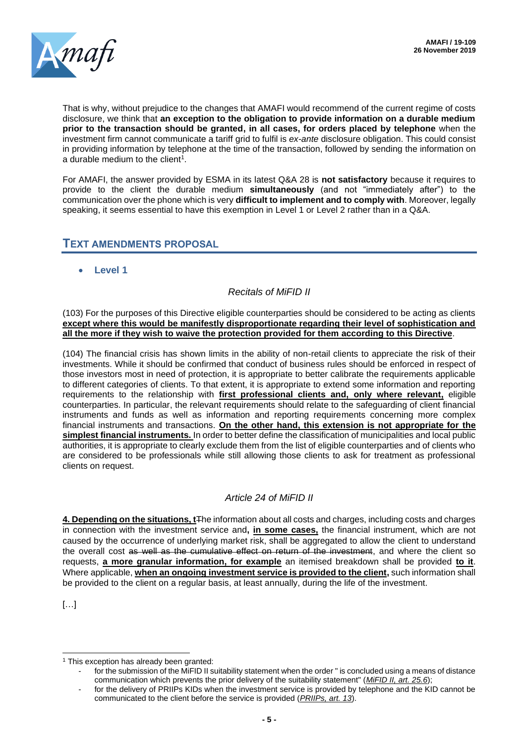That is why, without prejudice to the changes that AMAFI would recommend of the current regime of costs disclosure, we think that **an exception to the obligation to provide information on a durable medium prior to the transaction should be granted, in all cases, for orders placed by telephone** when the investment firm cannot communicate a tariff grid to fulfil is *ex-ante* disclosure obligation. This could consist in providing information by telephone at the time of the transaction, followed by sending the information on a durable medium to the client[1].

For AMAFI, the answer provided by ESMA in its latest Q&A 28 is **not satisfactory** because it requires to provide to the client the durable medium **simultaneously** (and not "immediately after") to the communication over the phone which is very **difficult to implement and to comply with**. Moreover, legally speaking, it seems essential to have this exemption in Level 1 or Level 2 rather than in a Q&A.

## TEXT AMENDMENTS PROPOSAL

- **Level 1**

*Recitals of MiFID II*

(103) For the purposes of this Directive eligible counterparties should be considered to be acting as clients **<u>except where this would be manifestly disproportionate regarding their level of sophistication and all the more if they wish to waive the protection provided for them according to this Directive</u>**.

(104) The financial crisis has shown limits in the ability of non-retail clients to appreciate the risk of their investments. While it should be confirmed that conduct of business rules should be enforced in respect of those investors most in need of protection, it is appropriate to better calibrate the requirements applicable to different categories of clients. To that extent, it is appropriate to extend some information and reporting requirements to the relationship with **<u>first professional clients and, only where relevant,</u>** eligible counterparties. In particular, the relevant requirements should relate to the safeguarding of client financial instruments and funds as well as information and reporting requirements concerning more complex financial instruments and transactions. **<u>On the other hand, this extension is not appropriate for the simplest financial instruments.</u>** In order to better define the classification of municipalities and local public authorities, it is appropriate to clearly exclude them from the list of eligible counterparties and of clients who are considered to be professionals while still allowing those clients to ask for treatment as professional clients on request.

*Article 24 of MiFID II*

**<u>4. Depending on the situations, t</u>**~~T~~he information about all costs and charges, including costs and charges in connection with the investment service and**<u>, in some cases,</u>** the financial instrument, which are not caused by the occurrence of underlying market risk, shall be aggregated to allow the client to understand the overall cost ~~as well as the cumulative effect on return of the investment~~, and where the client so requests, **<u>a more granular information, for example</u>** an itemised breakdown shall be provided **<u>to it</u>**. Where applicable, **<u>when an ongoing investment service is provided to the client,</u>** such information shall be provided to the client on a regular basis, at least annually, during the life of the investment.

[…]

---

[1] This exception has already been granted:

- for the submission of the MiFID II suitability statement when the order " is concluded using a means of distance communication which prevents the prior delivery of the suitability statement" (*MiFID II, art. 25.6*);
- for the delivery of PRIIPs KIDs when the investment service is provided by telephone and the KID cannot be communicated to the client before the service is provided (*PRIIPs, art. 13*).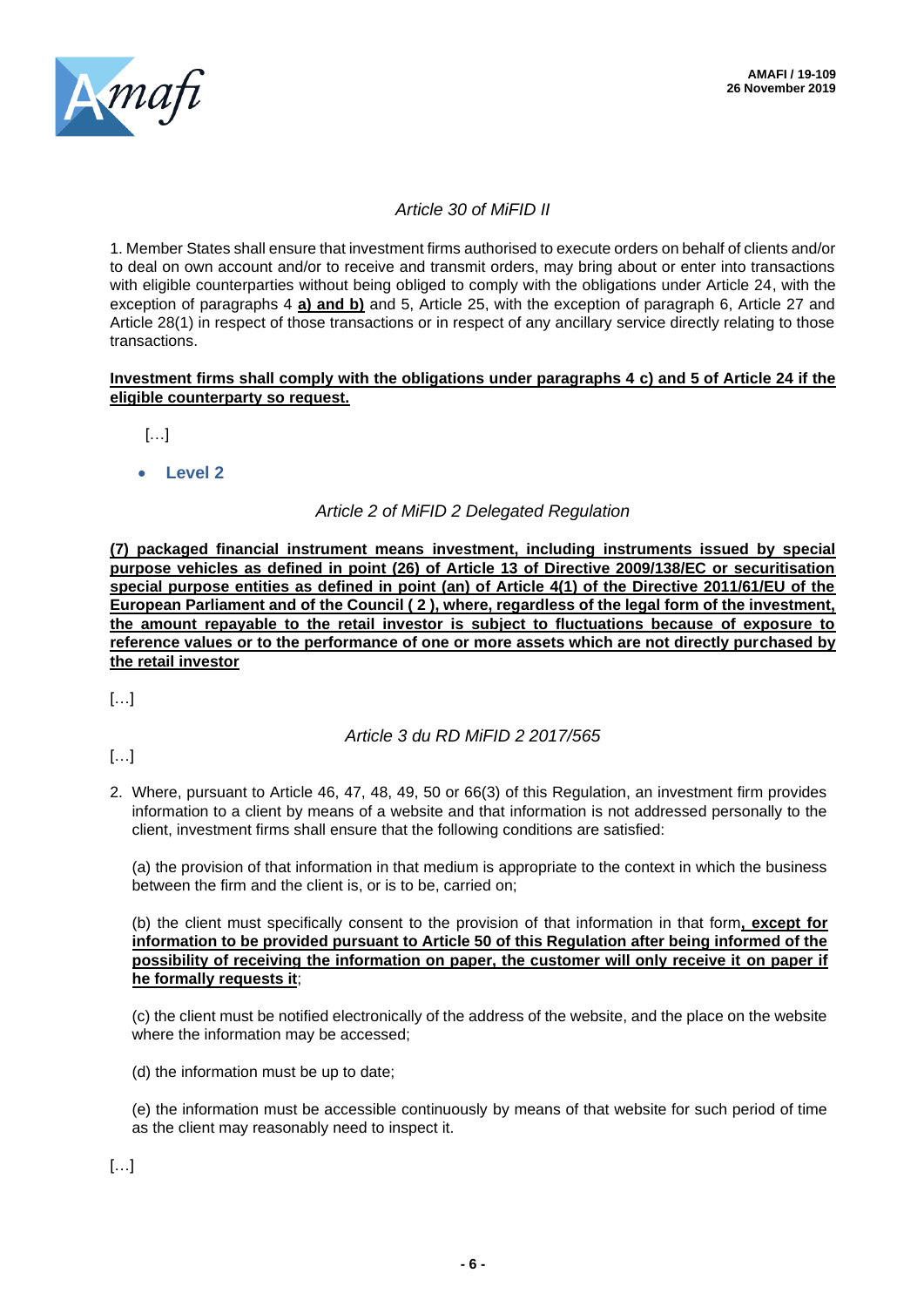*Article 30 of MiFID II*

1. Member States shall ensure that investment firms authorised to execute orders on behalf of clients and/or to deal on own account and/or to receive and transmit orders, may bring about or enter into transactions with eligible counterparties without being obliged to comply with the obligations under Article 24, with the exception of paragraphs 4 **a) and b)** and 5, Article 25, with the exception of paragraph 6, Article 27 and Article 28(1) in respect of those transactions or in respect of any ancillary service directly relating to those transactions.

**Investment firms shall comply with the obligations under paragraphs 4 c) and 5 of Article 24 if the eligible counterparty so request.**

[…]

- **Level 2**

*Article 2 of MiFID 2 Delegated Regulation*

**(7) packaged financial instrument means investment, including instruments issued by special purpose vehicles as defined in point (26) of Article 13 of Directive 2009/138/EC or securitisation special purpose entities as defined in point (an) of Article 4(1) of the Directive 2011/61/EU of the European Parliament and of the Council ( 2 ), where, regardless of the legal form of the investment, the amount repayable to the retail investor is subject to fluctuations because of exposure to reference values or to the performance of one or more assets which are not directly purchased by the retail investor**

[…]

*Article 3 du RD MiFID 2 2017/565*

[…]

2. Where, pursuant to Article 46, 47, 48, 49, 50 or 66(3) of this Regulation, an investment firm provides information to a client by means of a website and that information is not addressed personally to the client, investment firms shall ensure that the following conditions are satisfied:

   (a) the provision of that information in that medium is appropriate to the context in which the business between the firm and the client is, or is to be, carried on;

   (b) the client must specifically consent to the provision of that information in that form**, except for information to be provided pursuant to Article 50 of this Regulation after being informed of the possibility of receiving the information on paper, the customer will only receive it on paper if he formally requests it**;

   (c) the client must be notified electronically of the address of the website, and the place on the website where the information may be accessed;

   (d) the information must be up to date;

   (e) the information must be accessible continuously by means of that website for such period of time as the client may reasonably need to inspect it.

[…]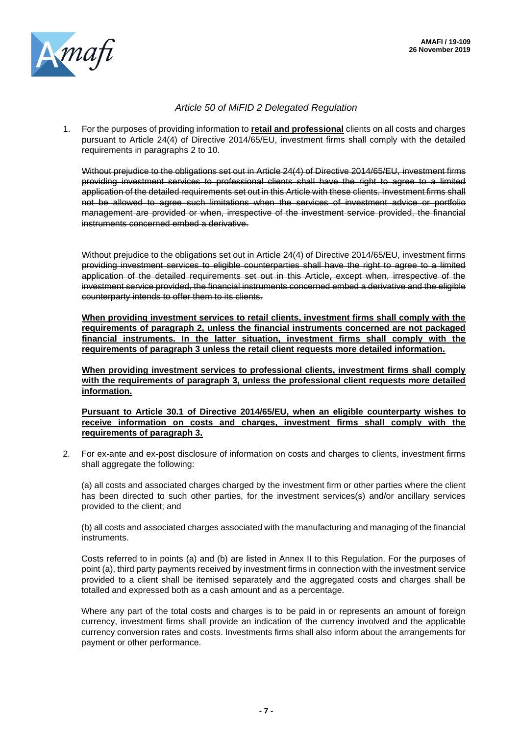*Article 50 of MiFID 2 Delegated Regulation*

1. For the purposes of providing information to **<u>retail and professional</u>** clients on all costs and charges pursuant to Article 24(4) of Directive 2014/65/EU, investment firms shall comply with the detailed requirements in paragraphs 2 to 10.

   ~~Without prejudice to the obligations set out in Article 24(4) of Directive 2014/65/EU, investment firms providing investment services to professional clients shall have the right to agree to a limited application of the detailed requirements set out in this Article with these clients. Investment firms shall not be allowed to agree such limitations when the services of investment advice or portfolio management are provided or when, irrespective of the investment service provided, the financial instruments concerned embed a derivative.~~

   ~~Without prejudice to the obligations set out in Article 24(4) of Directive 2014/65/EU, investment firms providing investment services to eligible counterparties shall have the right to agree to a limited application of the detailed requirements set out in this Article, except when, irrespective of the investment service provided, the financial instruments concerned embed a derivative and the eligible counterparty intends to offer them to its clients.~~

   **<u>When providing investment services to retail clients, investment firms shall comply with the requirements of paragraph 2, unless the financial instruments concerned are not packaged financial instruments. In the latter situation, investment firms shall comply with the requirements of paragraph 3 unless the retail client requests more detailed information.</u>**

   **<u>When providing investment services to professional clients, investment firms shall comply with the requirements of paragraph 3, unless the professional client requests more detailed information.</u>**

   **<u>Pursuant to Article 30.1 of Directive 2014/65/EU, when an eligible counterparty wishes to receive information on costs and charges, investment firms shall comply with the requirements of paragraph 3.</u>**

2. For ex-ante ~~and ex-post~~ disclosure of information on costs and charges to clients, investment firms shall aggregate the following:

   (a) all costs and associated charges charged by the investment firm or other parties where the client has been directed to such other parties, for the investment services(s) and/or ancillary services provided to the client; and

   (b) all costs and associated charges associated with the manufacturing and managing of the financial instruments.

   Costs referred to in points (a) and (b) are listed in Annex II to this Regulation. For the purposes of point (a), third party payments received by investment firms in connection with the investment service provided to a client shall be itemised separately and the aggregated costs and charges shall be totalled and expressed both as a cash amount and as a percentage.

   Where any part of the total costs and charges is to be paid in or represents an amount of foreign currency, investment firms shall provide an indication of the currency involved and the applicable currency conversion rates and costs. Investments firms shall also inform about the arrangements for payment or other performance.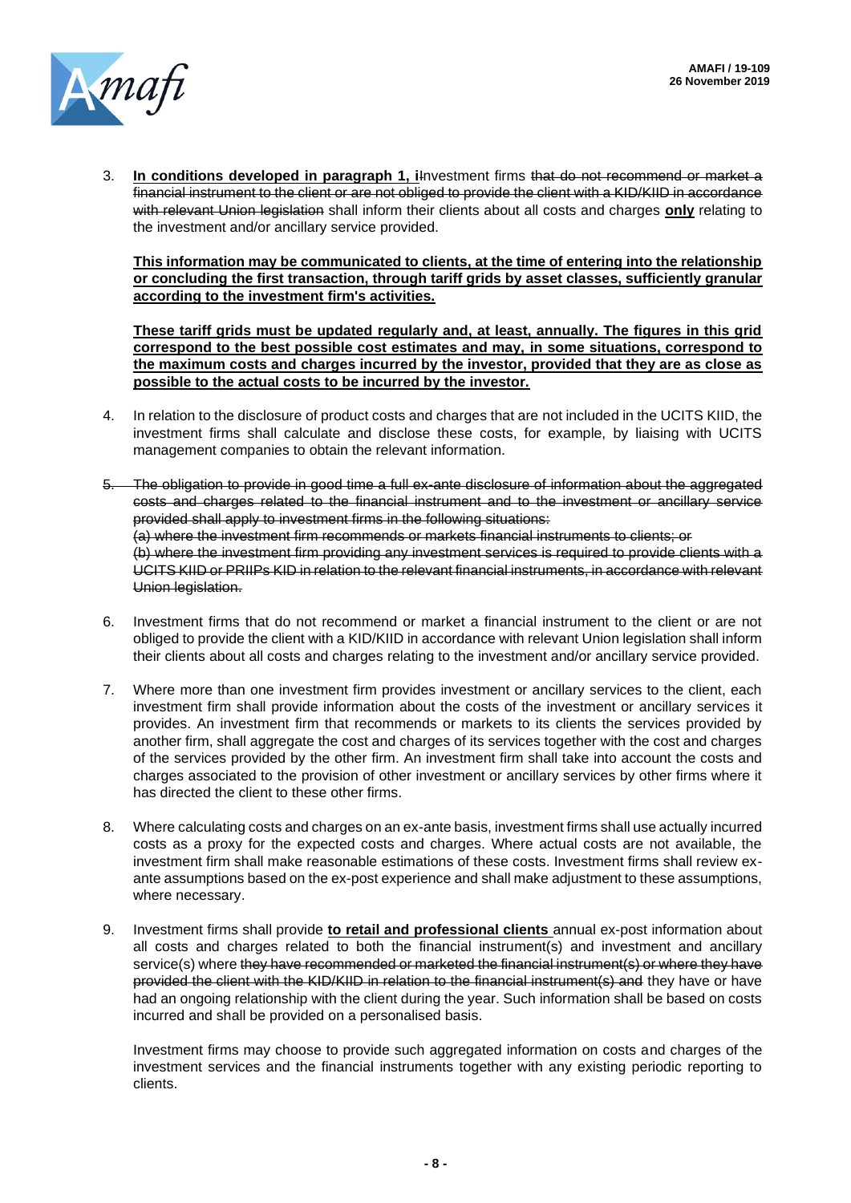3. **In conditions developed in paragraph 1, i**~~I~~nvestment firms ~~that do not recommend or market a financial instrument to the client or are not obliged to provide the client with a KID/KIID in accordance with relevant Union legislation~~ shall inform their clients about all costs and charges **only** relating to the investment and/or ancillary service provided.

   **This information may be communicated to clients, at the time of entering into the relationship or concluding the first transaction, through tariff grids by asset classes, sufficiently granular according to the investment firm's activities.**

   **These tariff grids must be updated regularly and, at least, annually. The figures in this grid correspond to the best possible cost estimates and may, in some situations, correspond to the maximum costs and charges incurred by the investor, provided that they are as close as possible to the actual costs to be incurred by the investor.**

4. In relation to the disclosure of product costs and charges that are not included in the UCITS KIID, the investment firms shall calculate and disclose these costs, for example, by liaising with UCITS management companies to obtain the relevant information.

5. ~~The obligation to provide in good time a full ex-ante disclosure of information about the aggregated costs and charges related to the financial instrument and to the investment or ancillary service provided shall apply to investment firms in the following situations:~~
   ~~(a) where the investment firm recommends or markets financial instruments to clients; or~~
   ~~(b) where the investment firm providing any investment services is required to provide clients with a UCITS KIID or PRIIPs KID in relation to the relevant financial instruments, in accordance with relevant Union legislation.~~

6. Investment firms that do not recommend or market a financial instrument to the client or are not obliged to provide the client with a KID/KIID in accordance with relevant Union legislation shall inform their clients about all costs and charges relating to the investment and/or ancillary service provided.

7. Where more than one investment firm provides investment or ancillary services to the client, each investment firm shall provide information about the costs of the investment or ancillary services it provides. An investment firm that recommends or markets to its clients the services provided by another firm, shall aggregate the cost and charges of its services together with the cost and charges of the services provided by the other firm. An investment firm shall take into account the costs and charges associated to the provision of other investment or ancillary services by other firms where it has directed the client to these other firms.

8. Where calculating costs and charges on an ex-ante basis, investment firms shall use actually incurred costs as a proxy for the expected costs and charges. Where actual costs are not available, the investment firm shall make reasonable estimations of these costs. Investment firms shall review ex-ante assumptions based on the ex-post experience and shall make adjustment to these assumptions, where necessary.

9. Investment firms shall provide **to retail and professional clients** annual ex-post information about all costs and charges related to both the financial instrument(s) and investment and ancillary service(s) where ~~they have recommended or marketed the financial instrument(s) or where they have provided the client with the KID/KIID in relation to the financial instrument(s) and~~ they have or have had an ongoing relationship with the client during the year. Such information shall be based on costs incurred and shall be provided on a personalised basis.

   Investment firms may choose to provide such aggregated information on costs and charges of the investment services and the financial instruments together with any existing periodic reporting to clients.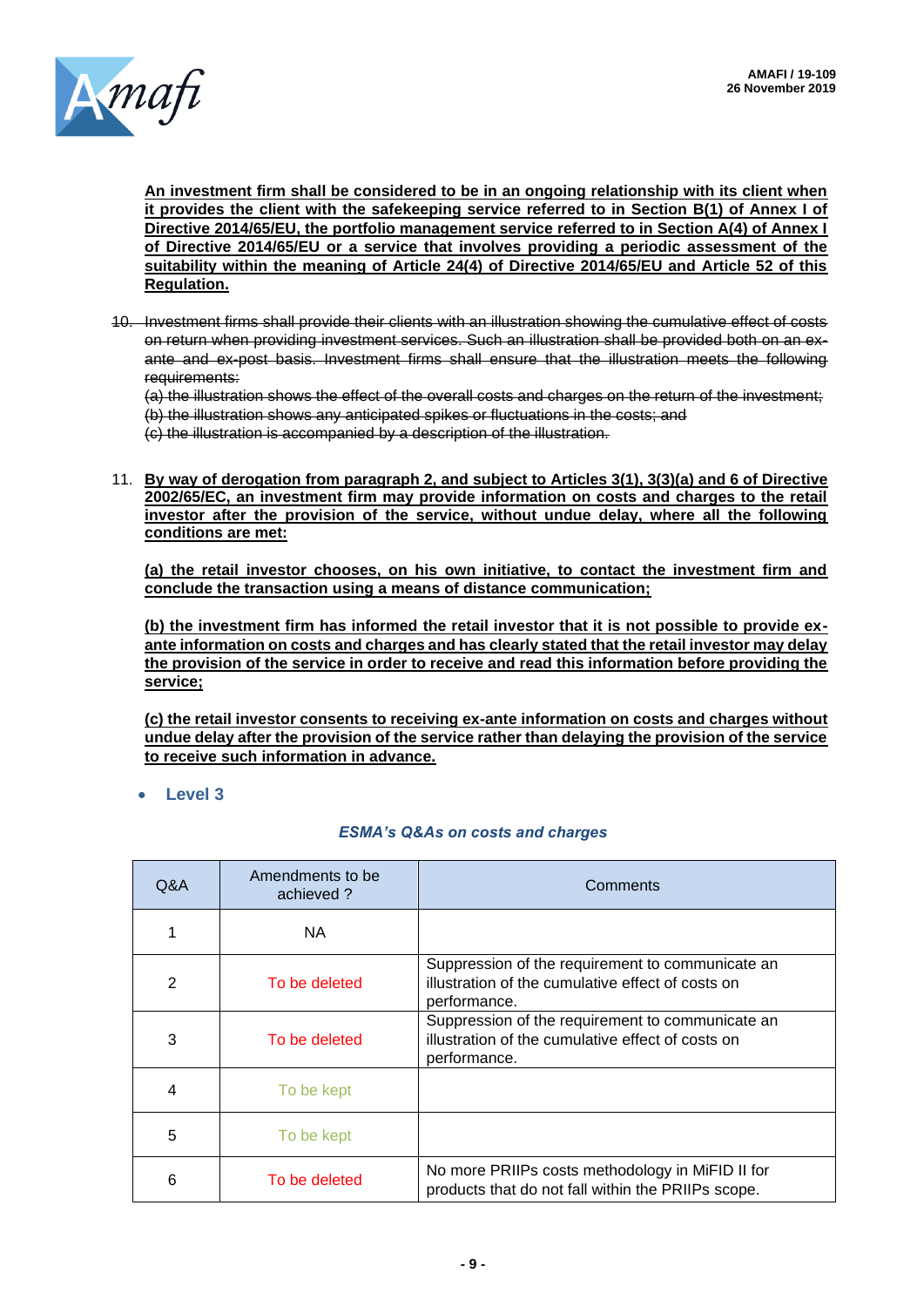**An investment firm shall be considered to be in an ongoing relationship with its client when it provides the client with the safekeeping service referred to in Section B(1) of Annex I of Directive 2014/65/EU, the portfolio management service referred to in Section A(4) of Annex I of Directive 2014/65/EU or a service that involves providing a periodic assessment of the suitability within the meaning of Article 24(4) of Directive 2014/65/EU and Article 52 of this Regulation.**

10. ~~Investment firms shall provide their clients with an illustration showing the cumulative effect of costs on return when providing investment services. Such an illustration shall be provided both on an ex-ante and ex-post basis. Investment firms shall ensure that the illustration meets the following requirements:~~
    ~~(a) the illustration shows the effect of the overall costs and charges on the return of the investment;~~
    ~~(b) the illustration shows any anticipated spikes or fluctuations in the costs; and~~
    ~~(c) the illustration is accompanied by a description of the illustration.~~

11. **By way of derogation from paragraph 2, and subject to Articles 3(1), 3(3)(a) and 6 of Directive 2002/65/EC, an investment firm may provide information on costs and charges to the retail investor after the provision of the service, without undue delay, where all the following conditions are met:**

    **(a) the retail investor chooses, on his own initiative, to contact the investment firm and conclude the transaction using a means of distance communication;**

    **(b) the investment firm has informed the retail investor that it is not possible to provide ex-ante information on costs and charges and has clearly stated that the retail investor may delay the provision of the service in order to receive and read this information before providing the service;**

    **(c) the retail investor consents to receiving ex-ante information on costs and charges without undue delay after the provision of the service rather than delaying the provision of the service to receive such information in advance.**

- **Level 3**

***ESMA's Q&As on costs and charges***

| Q&A | Amendments to be achieved ? | Comments |
|---|---|---|
| 1 | NA | |
| 2 | To be deleted | Suppression of the requirement to communicate an illustration of the cumulative effect of costs on performance. |
| 3 | To be deleted | Suppression of the requirement to communicate an illustration of the cumulative effect of costs on performance. |
| 4 | To be kept | |
| 5 | To be kept | |
| 6 | To be deleted | No more PRIIPs costs methodology in MiFID II for products that do not fall within the PRIIPs scope. |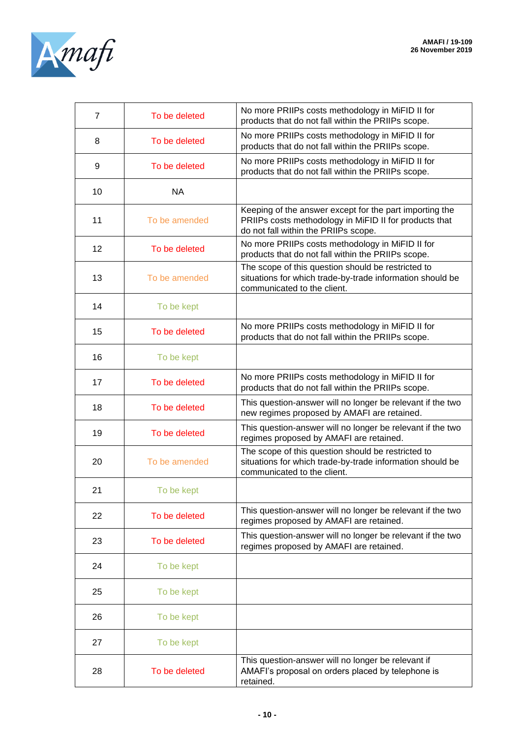| 7 | To be deleted | No more PRIIPs costs methodology in MiFID II for products that do not fall within the PRIIPs scope. |
|---|---|---|
| 8 | To be deleted | No more PRIIPs costs methodology in MiFID II for products that do not fall within the PRIIPs scope. |
| 9 | To be deleted | No more PRIIPs costs methodology in MiFID II for products that do not fall within the PRIIPs scope. |
| 10 | NA | |
| 11 | To be amended | Keeping of the answer except for the part importing the PRIIPs costs methodology in MiFID II for products that do not fall within the PRIIPs scope. |
| 12 | To be deleted | No more PRIIPs costs methodology in MiFID II for products that do not fall within the PRIIPs scope. |
| 13 | To be amended | The scope of this question should be restricted to situations for which trade-by-trade information should be communicated to the client. |
| 14 | To be kept | |
| 15 | To be deleted | No more PRIIPs costs methodology in MiFID II for products that do not fall within the PRIIPs scope. |
| 16 | To be kept | |
| 17 | To be deleted | No more PRIIPs costs methodology in MiFID II for products that do not fall within the PRIIPs scope. |
| 18 | To be deleted | This question-answer will no longer be relevant if the two new regimes proposed by AMAFI are retained. |
| 19 | To be deleted | This question-answer will no longer be relevant if the two regimes proposed by AMAFI are retained. |
| 20 | To be amended | The scope of this question should be restricted to situations for which trade-by-trade information should be communicated to the client. |
| 21 | To be kept | |
| 22 | To be deleted | This question-answer will no longer be relevant if the two regimes proposed by AMAFI are retained. |
| 23 | To be deleted | This question-answer will no longer be relevant if the two regimes proposed by AMAFI are retained. |
| 24 | To be kept | |
| 25 | To be kept | |
| 26 | To be kept | |
| 27 | To be kept | |
| 28 | To be deleted | This question-answer will no longer be relevant if AMAFI's proposal on orders placed by telephone is retained. |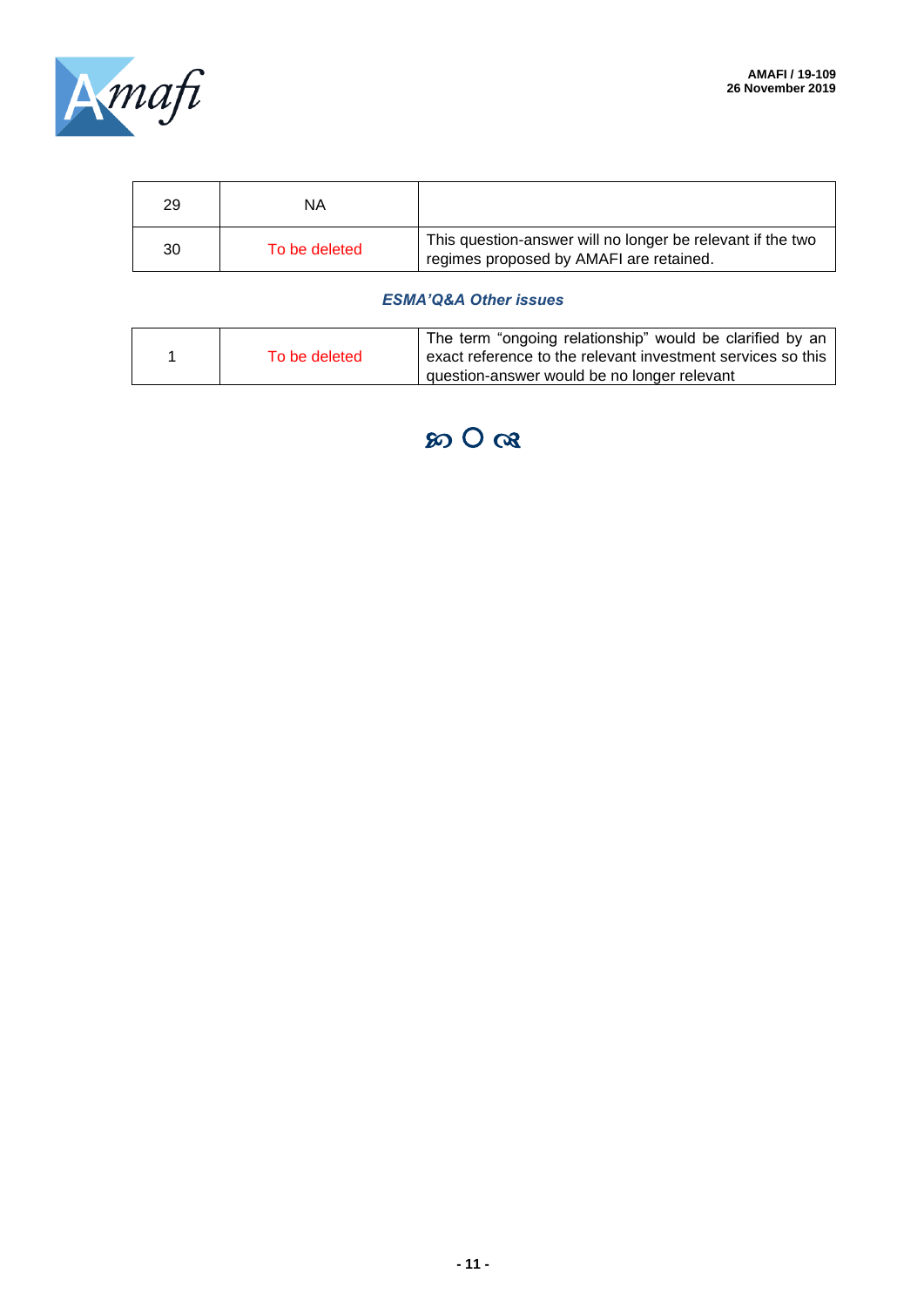| | | |
|---|---|---|
| 29 | NA | |
| 30 | To be deleted | This question-answer will no longer be relevant if the two regimes proposed by AMAFI are retained. |

***ESMA'Q&A Other issues***

| | | |
|---|---|---|
| 1 | To be deleted | The term "ongoing relationship" would be clarified by an exact reference to the relevant investment services so this question-answer would be no longer relevant |

ꟷ O ꟷ